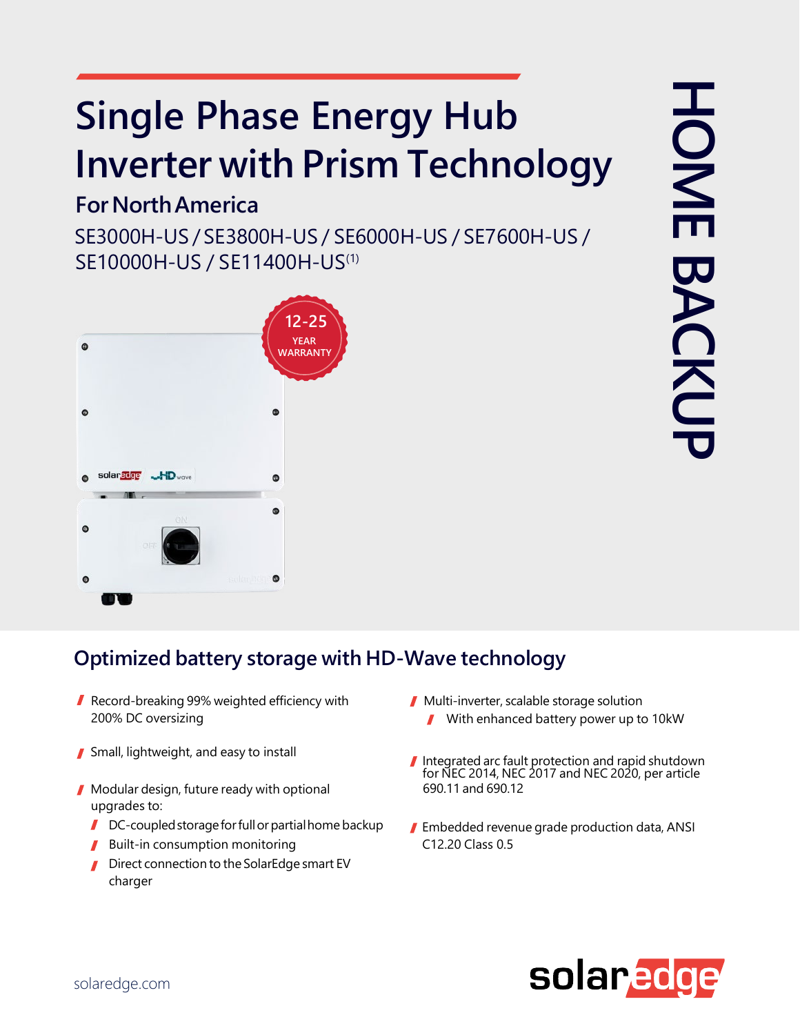# Single Phase Energy Hub Inverter with Prism Technology

## For North America

SE3000H-US / SE3800H-US / SE6000H-US / SE7600H-US / SE10000H-US / SE11400H-US[1]

12-25 YEAR WARRANTY

HOME BACKUP

## Optimized battery storage with HD-Wave technology

- Record-breaking 99% weighted efficiency with 200% DC oversizing
- Small, lightweight, and easy to install
- Modular design, future ready with optional upgrades to:
  - DC-coupled storage for full or partial home backup
  - Built-in consumption monitoring
  - Direct connection to the SolarEdge smart EV charger
- Multi-inverter, scalable storage solution
  - With enhanced battery power up to 10kW
- Integrated arc fault protection and rapid shutdown for NEC 2014, NEC 2017 and NEC 2020, per article 690.11 and 690.12
- Embedded revenue grade production data, ANSI C12.20 Class 0.5

solaredge.com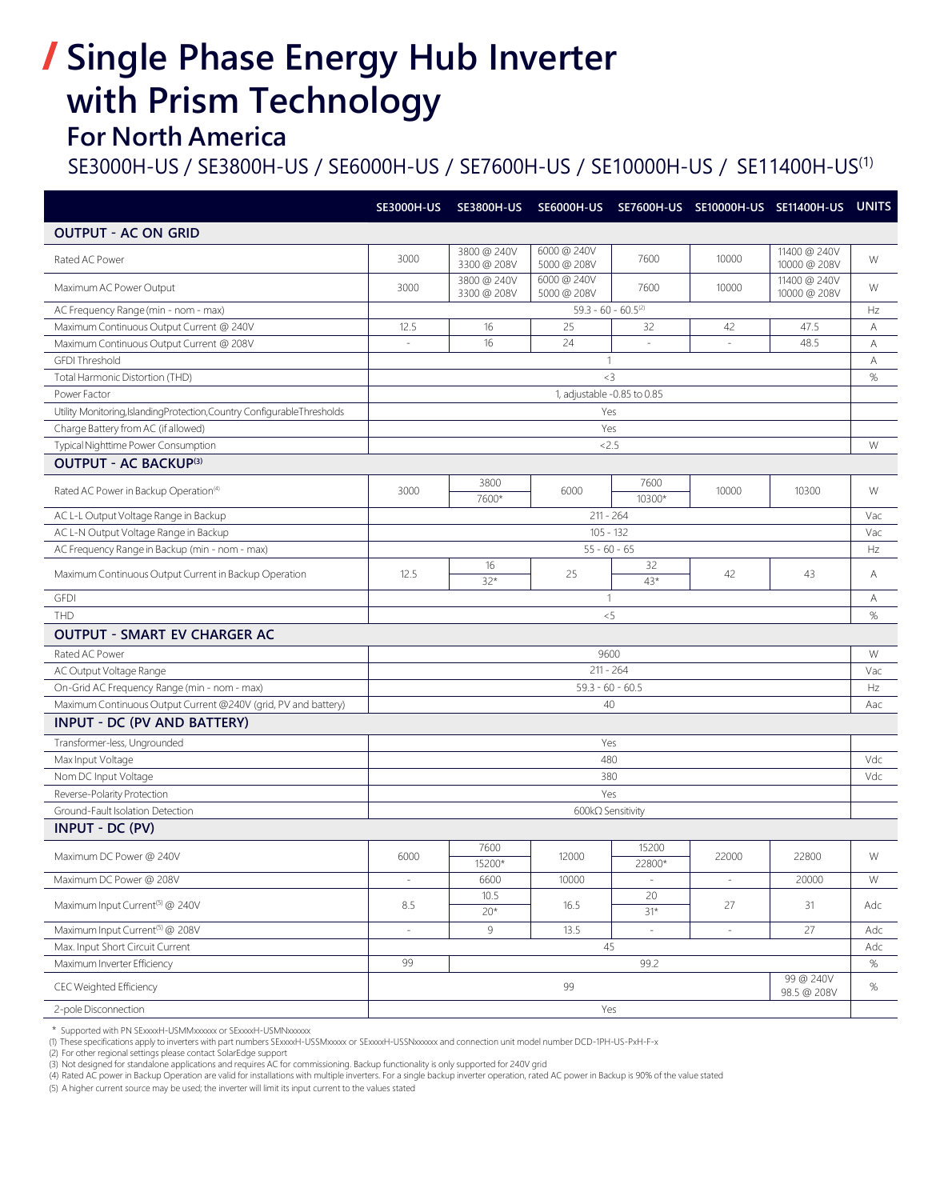# Single Phase Energy Hub Inverter with Prism Technology

## For North America

SE3000H-US / SE3800H-US / SE6000H-US / SE7600H-US / SE10000H-US / SE11400H-US[1]

| | SE3000H-US | SE3800H-US | SE6000H-US | SE7600H-US | SE10000H-US | SE11400H-US | UNITS |
|---|---|---|---|---|---|---|---|
| **OUTPUT - AC ON GRID** | | | | | | | |
| Rated AC Power | 3000 | 3800 @ 240V 3300 @ 208V | 6000 @ 240V 5000 @ 208V | 7600 | 10000 | 11400 @ 240V 10000 @ 208V | W |
| Maximum AC Power Output | 3000 | 3800 @ 240V 3300 @ 208V | 6000 @ 240V 5000 @ 208V | 7600 | 10000 | 11400 @ 240V 10000 @ 208V | W |
| AC Frequency Range (min - nom - max) | 59.3 - 60 - 60.5[2] | | | | | | Hz |
| Maximum Continuous Output Current @ 240V | 12.5 | 16 | 25 | 32 | 42 | 47.5 | A |
| Maximum Continuous Output Current @ 208V | - | 16 | 24 | - | - | 48.5 | A |
| GFDI Threshold | 1 | | | | | | A |
| Total Harmonic Distortion (THD) | <3 | | | | | | % |
| Power Factor | 1, adjustable -0.85 to 0.85 | | | | | | |
| Utility Monitoring, Islanding Protection, Country Configurable Thresholds | Yes | | | | | | |
| Charge Battery from AC (if allowed) | Yes | | | | | | |
| Typical Nighttime Power Consumption | <2.5 | | | | | | W |
| **OUTPUT - AC BACKUP[3]** | | | | | | | |
| Rated AC Power in Backup Operation[4] | 3000 | 3800 / 7600* | 6000 | 7600 / 10300* | 10000 | 10300 | W |
| AC L-L Output Voltage Range in Backup | 211 - 264 | | | | | | Vac |
| AC L-N Output Voltage Range in Backup | 105 - 132 | | | | | | Vac |
| AC Frequency Range in Backup (min - nom - max) | 55 - 60 - 65 | | | | | | Hz |
| Maximum Continuous Output Current in Backup Operation | 12.5 | 16 / 32* | 25 | 32 / 43* | 42 | 43 | A |
| GFDI | 1 | | | | | | A |
| THD | <5 | | | | | | % |
| **OUTPUT - SMART EV CHARGER AC** | | | | | | | |
| Rated AC Power | 9600 | | | | | | W |
| AC Output Voltage Range | 211 - 264 | | | | | | Vac |
| On-Grid AC Frequency Range (min - nom - max) | 59.3 - 60 - 60.5 | | | | | | Hz |
| Maximum Continuous Output Current @240V (grid, PV and battery) | 40 | | | | | | Aac |
| **INPUT - DC (PV AND BATTERY)** | | | | | | | |
| Transformer-less, Ungrounded | Yes | | | | | | |
| Max Input Voltage | 480 | | | | | | Vdc |
| Nom DC Input Voltage | 380 | | | | | | Vdc |
| Reverse-Polarity Protection | Yes | | | | | | |
| Ground-Fault Isolation Detection | 600kΩ Sensitivity | | | | | | |
| **INPUT - DC (PV)** | | | | | | | |
| Maximum DC Power @ 240V | 6000 | 7600 / 15200* | 12000 | 15200 / 22800* | 22000 | 22800 | W |
| Maximum DC Power @ 208V | - | 6600 | 10000 | - | - | 20000 | W |
| Maximum Input Current[5] @ 240V | 8.5 | 10.5 / 20* | 16.5 | 20 / 31* | 27 | 31 | Adc |
| Maximum Input Current[5] @ 208V | - | 9 | 13.5 | - | - | 27 | Adc |
| Max. Input Short Circuit Current | 45 | | | | | | Adc |
| Maximum Inverter Efficiency | 99 | 99.2 | | | | | % |
| CEC Weighted Efficiency | 99 | | | | | 99 @ 240V 98.5 @ 208V | % |
| 2-pole Disconnection | Yes | | | | | | |

\* Supported with PN SExxxxH-USMMxxxxx or SExxxxH-USMNxxxxx

(1) These specifications apply to inverters with part numbers SExxxxH-USSMxxxxx or SExxxxH-USSNxxxxx and connection unit model number DCD-1PH-US-PxH-F-x

(2) For other regional settings please contact SolarEdge support

(3) Not designed for standalone applications and requires AC for commissioning. Backup functionality is only supported for 240V grid

(4) Rated AC power in Backup Operation are valid for installations with multiple inverters. For a single backup inverter operation, rated AC power in Backup is 90% of the value stated

(5) A higher current source may be used; the inverter will limit its input current to the values stated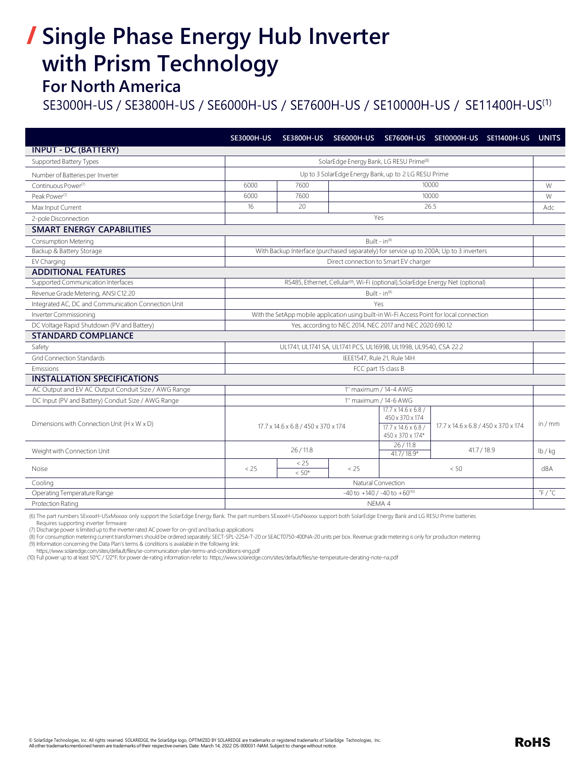# Single Phase Energy Hub Inverter with Prism Technology

## For North America

SE3000H-US / SE3800H-US / SE6000H-US / SE7600H-US / SE10000H-US / SE11400H-US(1)

| | SE3000H-US | SE3800H-US | SE6000H-US | SE7600H-US | SE10000H-US | SE11400H-US | UNITS |
|---|---|---|---|---|---|---|---|
| **INPUT - DC (BATTERY)** | | | | | | | |
| Supported Battery Types | SolarEdge Energy Bank, LG RESU Prime(6) | | | | | | |
| Number of Batteries per Inverter | Up to 3 SolarEdge Energy Bank, up to 2 LG RESU Prime | | | | | | |
| Continuous Power(7) | 6000 | 7600 | 10000 | | | | W |
| Peak Power(7) | 6000 | 7600 | 10000 | | | | W |
| Max Input Current | 16 | 20 | 26.5 | | | | Adc |
| 2-pole Disconnection | Yes | | | | | | |
| **SMART ENERGY CAPABILITIES** | | | | | | | |
| Consumption Metering | Built - in(8) | | | | | | |
| Backup & Battery Storage | With Backup Interface (purchased separately) for service up to 200A; Up to 3 inverters | | | | | | |
| EV Charging | Direct connection to Smart EV charger | | | | | | |
| **ADDITIONAL FEATURES** | | | | | | | |
| Supported Communication Interfaces | RS485, Ethernet, Cellular(9), Wi-Fi (optional), SolarEdge Energy Net (optional) | | | | | | |
| Revenue Grade Metering, ANSI C12.20 | Built - in(8) | | | | | | |
| Integrated AC, DC and Communication Connection Unit | Yes | | | | | | |
| Inverter Commissioning | With the SetApp mobile application using built-in Wi-Fi Access Point for local connection | | | | | | |
| DC Voltage Rapid Shutdown (PV and Battery) | Yes, according to NEC 2014, NEC 2017 and NEC 2020 690.12 | | | | | | |
| **STANDARD COMPLIANCE** | | | | | | | |
| Safety | UL1741, UL1741 SA, UL1741 PCS, UL1699B, UL1998, UL9540, CSA 22.2 | | | | | | |
| Grid Connection Standards | IEEE1547, Rule 21, Rule 14H | | | | | | |
| Emissions | FCC part 15 class B | | | | | | |
| **INSTALLATION SPECIFICATIONS** | | | | | | | |
| AC Output and EV AC Output Conduit Size / AWG Range | 1" maximum / 14-4 AWG | | | | | | |
| DC Input (PV and Battery) Conduit Size / AWG Range | 1" maximum / 14-6 AWG | | | | | | |
| Dimensions with Connection Unit (H x W x D) | 17.7 x 14.6 x 6.8 / 450 x 370 x 174 | | | 17.7 x 14.6 x 6.8 / 450 x 370 x 174<br>17.7 x 14.6 x 6.8 / 450 x 370 x 174* | 17.7 x 14.6 x 6.8 / 450 x 370 x 174 | | in / mm |
| Weight with Connection Unit | 26 / 11.8 | | | 26 / 11.8<br>41.7 / 18.9* | 41.7 / 18.9 | | lb / kg |
| Noise | < 25 | < 25<br>< 50* | < 25 | < 50 | | | dBA |
| Cooling | Natural Convection | | | | | | |
| Operating Temperature Range | -40 to +140 / -40 to +60(10) | | | | | | ˚F / ˚C |
| Protection Rating | NEMA 4 | | | | | | |

(6) The part numbers SExxxxH-USxMxxxxx only support the SolarEdge Energy Bank. The part numbers SExxxxH-USxNxxxxx support both SolarEdge Energy Bank and LG RESU Prime batteries Requires supporting inverter firmware

(7) Discharge power is limited up to the inverter rated AC power for on-grid and backup applications

(8) For consumption metering current transformers should be ordered separately: SECT-SPL-225A-T-20 or SEACT0750-400NA-20 units per box. Revenue grade metering is only for production metering

(9) Information concerning the Data Plan's terms & conditions is available in the following link: https://www.solaredge.com/sites/default/files/se-communication-plan-terms-and-conditions-eng.pdf

(10) Full power up to at least 50°C / 122°F; for power de-rating information refer to: https://www.solaredge.com/sites/default/files/se-temperature-derating-note-na.pdf

© SolarEdge Technologies, Inc. All rights reserved. SOLAREDGE, the SolarEdge logo, OPTIMIZED BY SOLAREDGE are trademarks or registered trademarks of SolarEdge Technologies, Inc. All other trademarks mentioned herein are trademarks of their respective owners. Date: March 14, 2022 DS-000031-NAM. Subject to change without notice.

RoHS